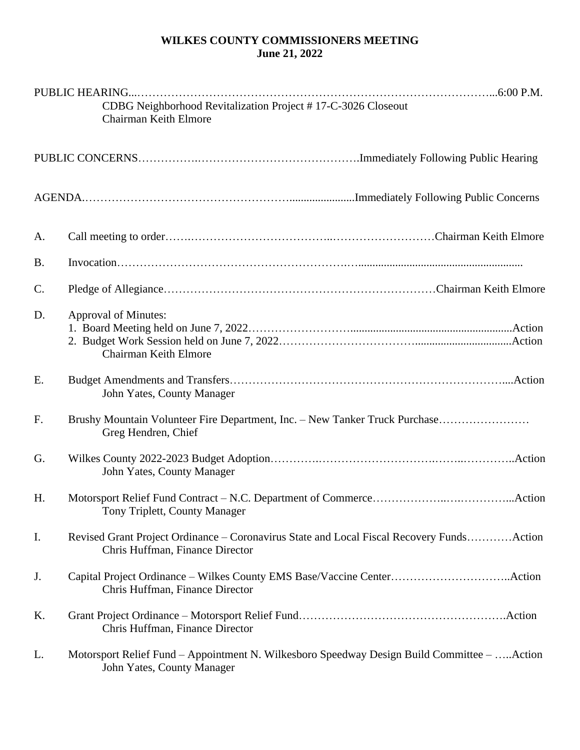# WILKES COUNTY COMMISSIONERS MEETING
## June 21, 2022

PUBLIC HEARING...……………………………………………………………………………………...6:00 P.M.
CDBG Neighborhood Revitalization Project # 17-C-3026 Closeout
Chairman Keith Elmore

PUBLIC CONCERNS……………..…………………………………….Immediately Following Public Hearing

AGENDA..……………………………………………........................Immediately Following Public Concerns

A. Call meeting to order…….……………………………..………………………Chairman Keith Elmore

B. Invocation……………………………………………………..……......................................................

C. Pledge of Allegiance………………………………………………………………Chairman Keith Elmore

D. Approval of Minutes:
1. Board Meeting held on June 7, 2022……………………........................................................Action
2. Budget Work Session held on June 7, 2022………………………………..................................Action
Chairman Keith Elmore

E. Budget Amendments and Transfers……………………………………………………………....Action
John Yates, County Manager

F. Brushy Mountain Volunteer Fire Department, Inc. – New Tanker Truck Purchase……………………
Greg Hendren, Chief

G. Wilkes County 2022-2023 Budget Adoption………….…………………………..……..…………..Action
John Yates, County Manager

H. Motorsport Relief Fund Contract – N.C. Department of Commerce………………..….…………...Action
Tony Triplett, County Manager

I. Revised Grant Project Ordinance – Coronavirus State and Local Fiscal Recovery Funds…………Action
Chris Huffman, Finance Director

J. Capital Project Ordinance – Wilkes County EMS Base/Vaccine Center…………………………..Action
Chris Huffman, Finance Director

K. Grant Project Ordinance – Motorsport Relief Fund……………………………………………….Action
Chris Huffman, Finance Director

L. Motorsport Relief Fund – Appointment N. Wilkesboro Speedway Design Build Committee – …..Action
John Yates, County Manager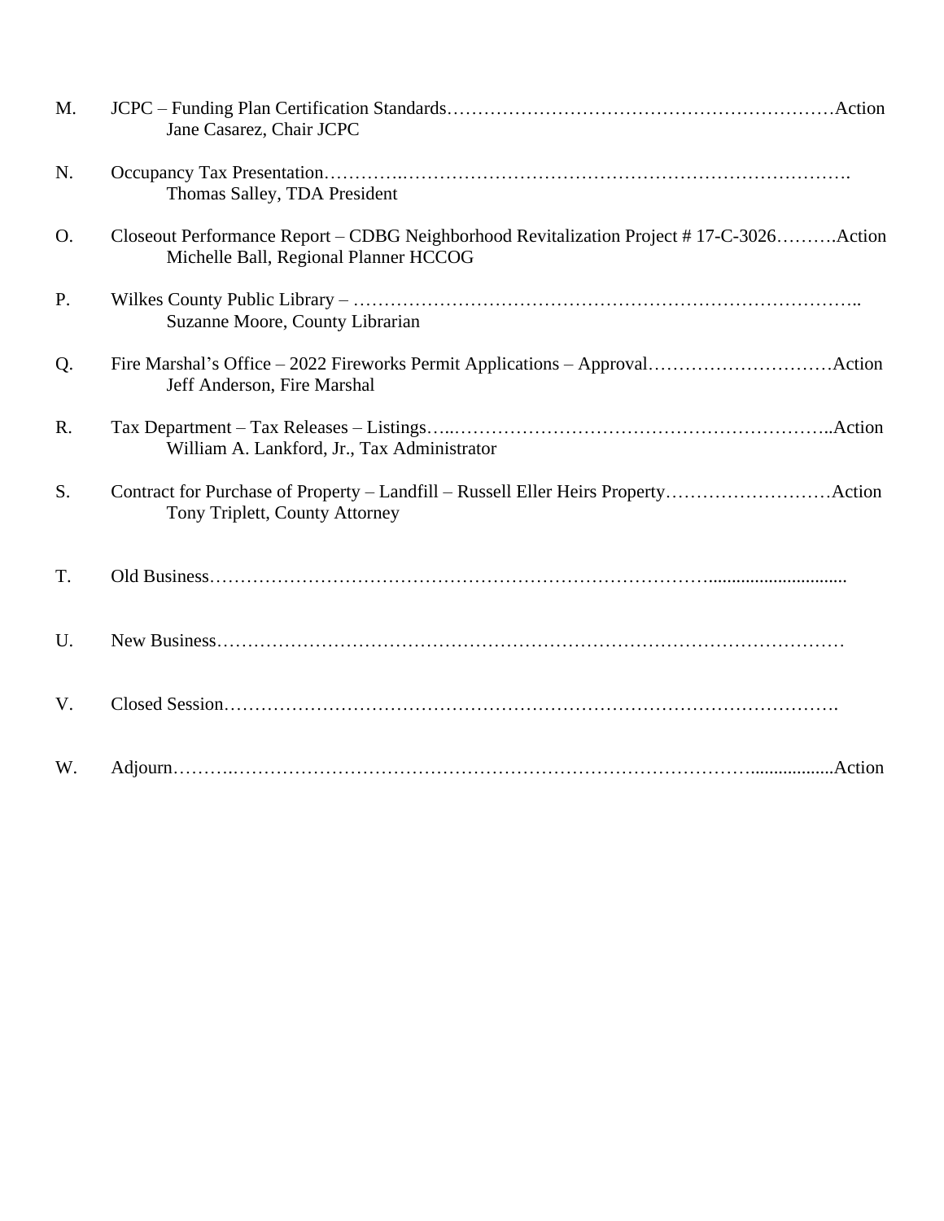M. JCPC – Funding Plan Certification Standards……………………………………………………Action
Jane Casarez, Chair JCPC

N. Occupancy Tax Presentation………….……………………………………………………………….
Thomas Salley, TDA President

O. Closeout Performance Report – CDBG Neighborhood Revitalization Project # 17-C-3026……….Action
Michelle Ball, Regional Planner HCCOG

P. Wilkes County Public Library – ……………………………………………………………………..
Suzanne Moore, County Librarian

Q. Fire Marshal's Office – 2022 Fireworks Permit Applications – Approval…………………………Action
Jeff Anderson, Fire Marshal

R. Tax Department – Tax Releases – Listings…..……………………………………………………..Action
William A. Lankford, Jr., Tax Administrator

S. Contract for Purchase of Property – Landfill – Russell Eller Heirs Property………………………Action
Tony Triplett, County Attorney

T. Old Business……………………………………………………………………….............................

U. New Business…….…………………………………………………………………………………

V. Closed Session……………………………………………………………………………………….

W. Adjourn……….……………………………………………………………………….................Action